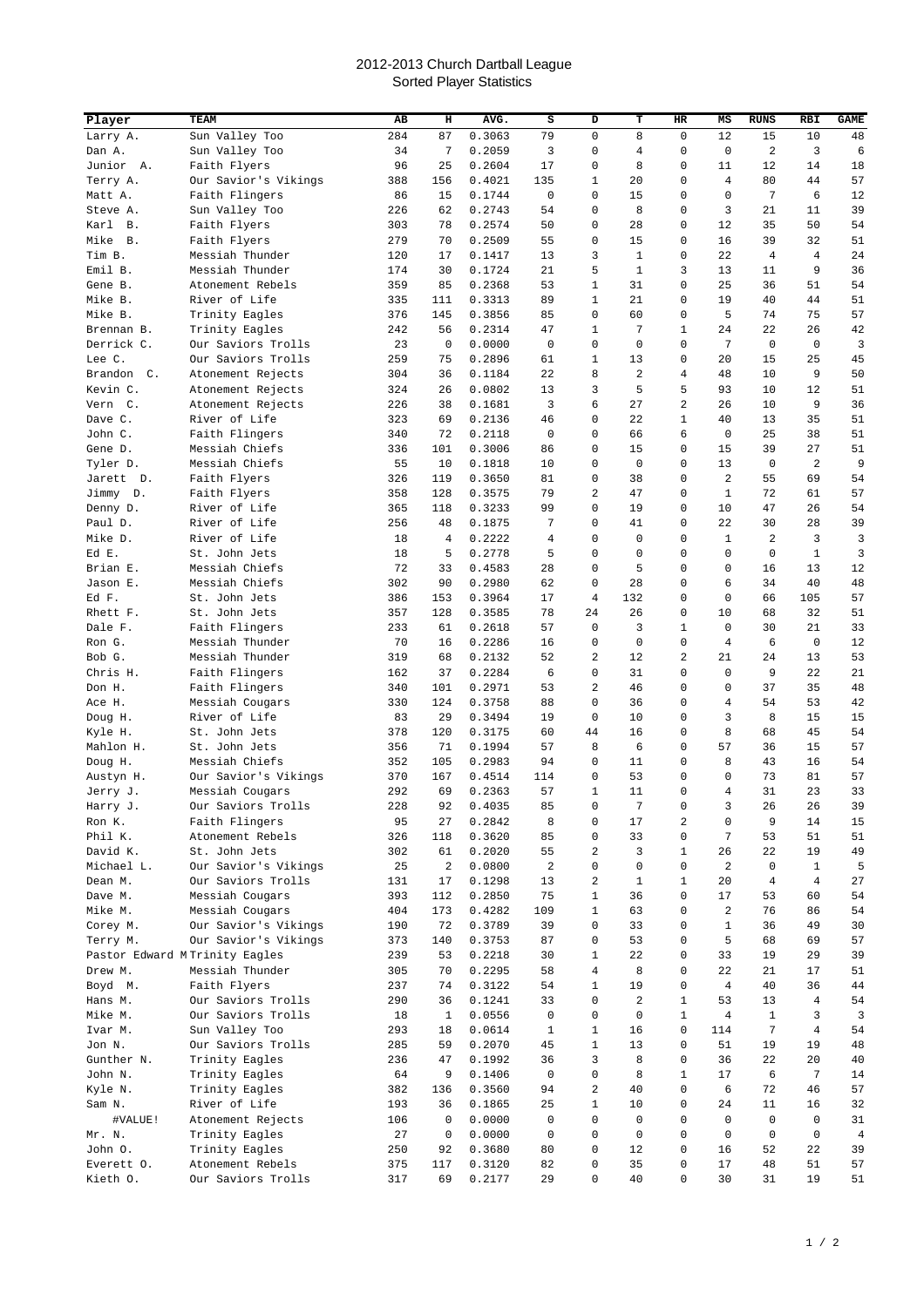# 2012-2013 Church Dartball League

## Sorted Player Statistics

| Player | TEAM | AB | H | AVG. | S | D | T | HR | MS | RUNS | RBI | GAME |
|---|---|---|---|---|---|---|---|---|---|---|---|---|
| Larry A. | Sun Valley Too | 284 | 87 | 0.3063 | 79 | 0 | 8 | 0 | 12 | 15 | 10 | 48 |
| Dan A. | Sun Valley Too | 34 | 7 | 0.2059 | 3 | 0 | 4 | 0 | 0 | 2 | 3 | 6 |
| Junior A. | Faith Flyers | 96 | 25 | 0.2604 | 17 | 0 | 8 | 0 | 11 | 12 | 14 | 18 |
| Terry A. | Our Savior's Vikings | 388 | 156 | 0.4021 | 135 | 1 | 20 | 0 | 4 | 80 | 44 | 57 |
| Matt A. | Faith Flingers | 86 | 15 | 0.1744 | 0 | 0 | 15 | 0 | 0 | 7 | 6 | 12 |
| Steve A. | Sun Valley Too | 226 | 62 | 0.2743 | 54 | 0 | 8 | 0 | 3 | 21 | 11 | 39 |
| Karl B. | Faith Flyers | 303 | 78 | 0.2574 | 50 | 0 | 28 | 0 | 12 | 35 | 50 | 54 |
| Mike B. | Faith Flyers | 279 | 70 | 0.2509 | 55 | 0 | 15 | 0 | 16 | 39 | 32 | 51 |
| Tim B. | Messiah Thunder | 120 | 17 | 0.1417 | 13 | 3 | 1 | 0 | 22 | 4 | 4 | 24 |
| Emil B. | Messiah Thunder | 174 | 30 | 0.1724 | 21 | 5 | 1 | 3 | 13 | 11 | 9 | 36 |
| Gene B. | Atonement Rebels | 359 | 85 | 0.2368 | 53 | 1 | 31 | 0 | 25 | 36 | 51 | 54 |
| Mike B. | River of Life | 335 | 111 | 0.3313 | 89 | 1 | 21 | 0 | 19 | 40 | 44 | 51 |
| Mike B. | Trinity Eagles | 376 | 145 | 0.3856 | 85 | 0 | 60 | 0 | 5 | 74 | 75 | 57 |
| Brennan B. | Trinity Eagles | 242 | 56 | 0.2314 | 47 | 1 | 7 | 1 | 24 | 22 | 26 | 42 |
| Derrick C. | Our Saviors Trolls | 23 | 0 | 0.0000 | 0 | 0 | 0 | 0 | 7 | 0 | 0 | 3 |
| Lee C. | Our Saviors Trolls | 259 | 75 | 0.2896 | 61 | 1 | 13 | 0 | 20 | 15 | 25 | 45 |
| Brandon C. | Atonement Rejects | 304 | 36 | 0.1184 | 22 | 8 | 2 | 4 | 48 | 10 | 9 | 50 |
| Kevin C. | Atonement Rejects | 324 | 26 | 0.0802 | 13 | 3 | 5 | 5 | 93 | 10 | 12 | 51 |
| Vern C. | Atonement Rejects | 226 | 38 | 0.1681 | 3 | 6 | 27 | 2 | 26 | 10 | 9 | 36 |
| Dave C. | River of Life | 323 | 69 | 0.2136 | 46 | 0 | 22 | 1 | 40 | 13 | 35 | 51 |
| John C. | Faith Flingers | 340 | 72 | 0.2118 | 0 | 0 | 66 | 6 | 0 | 25 | 38 | 51 |
| Gene D. | Messiah Chiefs | 336 | 101 | 0.3006 | 86 | 0 | 15 | 0 | 15 | 39 | 27 | 51 |
| Tyler D. | Messiah Chiefs | 55 | 10 | 0.1818 | 10 | 0 | 0 | 0 | 13 | 0 | 2 | 9 |
| Jarett D. | Faith Flyers | 326 | 119 | 0.3650 | 81 | 0 | 38 | 0 | 2 | 55 | 69 | 54 |
| Jimmy D. | Faith Flyers | 358 | 128 | 0.3575 | 79 | 2 | 47 | 0 | 1 | 72 | 61 | 57 |
| Denny D. | River of Life | 365 | 118 | 0.3233 | 99 | 0 | 19 | 0 | 10 | 47 | 26 | 54 |
| Paul D. | River of Life | 256 | 48 | 0.1875 | 7 | 0 | 41 | 0 | 22 | 30 | 28 | 39 |
| Mike D. | River of Life | 18 | 4 | 0.2222 | 4 | 0 | 0 | 0 | 1 | 2 | 3 | 3 |
| Ed E. | St. John Jets | 18 | 5 | 0.2778 | 5 | 0 | 0 | 0 | 0 | 0 | 1 | 3 |
| Brian E. | Messiah Chiefs | 72 | 33 | 0.4583 | 28 | 0 | 5 | 0 | 0 | 16 | 13 | 12 |
| Jason E. | Messiah Chiefs | 302 | 90 | 0.2980 | 62 | 0 | 28 | 0 | 6 | 34 | 40 | 48 |
| Ed F. | St. John Jets | 386 | 153 | 0.3964 | 17 | 4 | 132 | 0 | 0 | 66 | 105 | 57 |
| Rhett F. | St. John Jets | 357 | 128 | 0.3585 | 78 | 24 | 26 | 0 | 10 | 68 | 32 | 51 |
| Dale F. | Faith Flingers | 233 | 61 | 0.2618 | 57 | 0 | 3 | 1 | 0 | 30 | 21 | 33 |
| Ron G. | Messiah Thunder | 70 | 16 | 0.2286 | 16 | 0 | 0 | 0 | 4 | 6 | 0 | 12 |
| Bob G. | Messiah Thunder | 319 | 68 | 0.2132 | 52 | 2 | 12 | 2 | 21 | 24 | 13 | 53 |
| Chris H. | Faith Flingers | 162 | 37 | 0.2284 | 6 | 0 | 31 | 0 | 0 | 9 | 22 | 21 |
| Don H. | Faith Flingers | 340 | 101 | 0.2971 | 53 | 2 | 46 | 0 | 0 | 37 | 35 | 48 |
| Ace H. | Messiah Cougars | 330 | 124 | 0.3758 | 88 | 0 | 36 | 0 | 4 | 54 | 53 | 42 |
| Doug H. | River of Life | 83 | 29 | 0.3494 | 19 | 0 | 10 | 0 | 3 | 8 | 15 | 15 |
| Kyle H. | St. John Jets | 378 | 120 | 0.3175 | 60 | 44 | 16 | 0 | 8 | 68 | 45 | 54 |
| Mahlon H. | St. John Jets | 356 | 71 | 0.1994 | 57 | 8 | 6 | 0 | 57 | 36 | 15 | 57 |
| Doug H. | Messiah Chiefs | 352 | 105 | 0.2983 | 94 | 0 | 11 | 0 | 8 | 43 | 16 | 54 |
| Austyn H. | Our Savior's Vikings | 370 | 167 | 0.4514 | 114 | 0 | 53 | 0 | 0 | 73 | 81 | 57 |
| Jerry J. | Messiah Cougars | 292 | 69 | 0.2363 | 57 | 1 | 11 | 0 | 4 | 31 | 23 | 33 |
| Harry J. | Our Saviors Trolls | 228 | 92 | 0.4035 | 85 | 0 | 7 | 0 | 3 | 26 | 26 | 39 |
| Ron K. | Faith Flingers | 95 | 27 | 0.2842 | 8 | 0 | 17 | 2 | 0 | 9 | 14 | 15 |
| Phil K. | Atonement Rebels | 326 | 118 | 0.3620 | 85 | 0 | 33 | 0 | 7 | 53 | 51 | 51 |
| David K. | St. John Jets | 302 | 61 | 0.2020 | 55 | 2 | 3 | 1 | 26 | 22 | 19 | 49 |
| Michael L. | Our Savior's Vikings | 25 | 2 | 0.0800 | 2 | 0 | 0 | 0 | 2 | 0 | 1 | 5 |
| Dean M. | Our Saviors Trolls | 131 | 17 | 0.1298 | 13 | 2 | 1 | 1 | 20 | 4 | 4 | 27 |
| Dave M. | Messiah Cougars | 393 | 112 | 0.2850 | 75 | 1 | 36 | 0 | 17 | 53 | 60 | 54 |
| Mike M. | Messiah Cougars | 404 | 173 | 0.4282 | 109 | 1 | 63 | 0 | 2 | 76 | 86 | 54 |
| Corey M. | Our Savior's Vikings | 190 | 72 | 0.3789 | 39 | 0 | 33 | 0 | 1 | 36 | 49 | 30 |
| Terry M. | Our Savior's Vikings | 373 | 140 | 0.3753 | 87 | 0 | 53 | 0 | 5 | 68 | 69 | 57 |
| Pastor Edward M | Trinity Eagles | 239 | 53 | 0.2218 | 30 | 1 | 22 | 0 | 33 | 19 | 29 | 39 |
| Drew M. | Messiah Thunder | 305 | 70 | 0.2295 | 58 | 4 | 8 | 0 | 22 | 21 | 17 | 51 |
| Boyd M. | Faith Flyers | 237 | 74 | 0.3122 | 54 | 1 | 19 | 0 | 4 | 40 | 36 | 44 |
| Hans M. | Our Saviors Trolls | 290 | 36 | 0.1241 | 33 | 0 | 2 | 1 | 53 | 13 | 4 | 54 |
| Mike M. | Our Saviors Trolls | 18 | 1 | 0.0556 | 0 | 0 | 0 | 1 | 4 | 1 | 3 | 3 |
| Ivar M. | Sun Valley Too | 293 | 18 | 0.0614 | 1 | 1 | 16 | 0 | 114 | 7 | 4 | 54 |
| Jon N. | Our Saviors Trolls | 285 | 59 | 0.2070 | 45 | 1 | 13 | 0 | 51 | 19 | 19 | 48 |
| Gunther N. | Trinity Eagles | 236 | 47 | 0.1992 | 36 | 3 | 8 | 0 | 36 | 22 | 20 | 40 |
| John N. | Trinity Eagles | 64 | 9 | 0.1406 | 0 | 0 | 8 | 1 | 17 | 6 | 7 | 14 |
| Kyle N. | Trinity Eagles | 382 | 136 | 0.3560 | 94 | 2 | 40 | 0 | 6 | 72 | 46 | 57 |
| Sam N. | River of Life | 193 | 36 | 0.1865 | 25 | 1 | 10 | 0 | 24 | 11 | 16 | 32 |
| #VALUE! | Atonement Rejects | 106 | 0 | 0.0000 | 0 | 0 | 0 | 0 | 0 | 0 | 0 | 31 |
| Mr. N. | Trinity Eagles | 27 | 0 | 0.0000 | 0 | 0 | 0 | 0 | 0 | 0 | 0 | 4 |
| John O. | Trinity Eagles | 250 | 92 | 0.3680 | 80 | 0 | 12 | 0 | 16 | 52 | 22 | 39 |
| Everett O. | Atonement Rebels | 375 | 117 | 0.3120 | 82 | 0 | 35 | 0 | 17 | 48 | 51 | 57 |
| Kieth O. | Our Saviors Trolls | 317 | 69 | 0.2177 | 29 | 0 | 40 | 0 | 30 | 31 | 19 | 51 |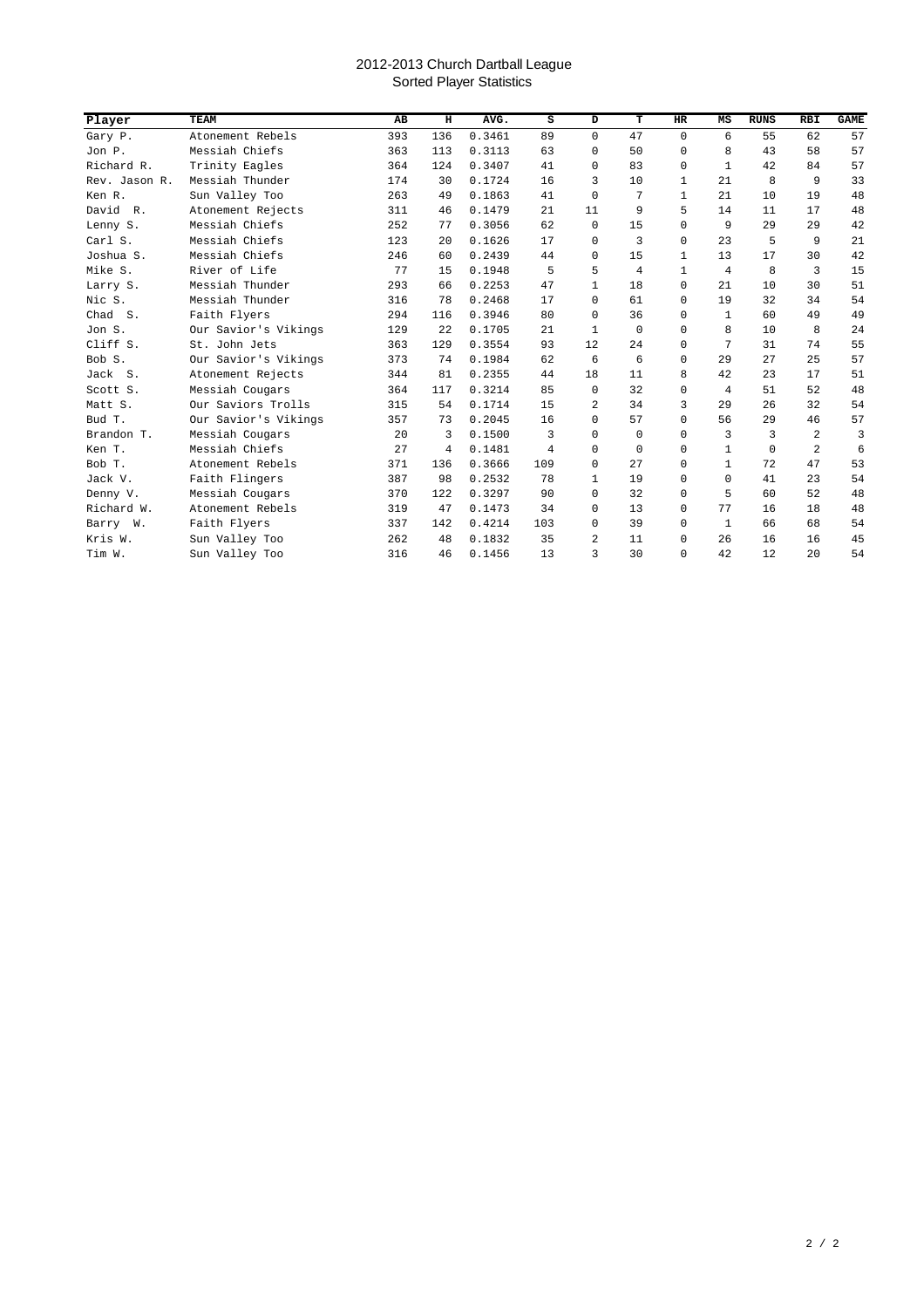2012-2013 Church Dartball League
Sorted Player Statistics

| Player | TEAM | AB | H | AVG. | S | D | T | HR | MS | RUNS | RBI | GAME |
|---|---|---|---|---|---|---|---|---|---|---|---|---|
| Gary P. | Atonement Rebels | 393 | 136 | 0.3461 | 89 | 0 | 47 | 0 | 6 | 55 | 62 | 57 |
| Jon P. | Messiah Chiefs | 363 | 113 | 0.3113 | 63 | 0 | 50 | 0 | 8 | 43 | 58 | 57 |
| Richard R. | Trinity Eagles | 364 | 124 | 0.3407 | 41 | 0 | 83 | 0 | 1 | 42 | 84 | 57 |
| Rev. Jason R. | Messiah Thunder | 174 | 30 | 0.1724 | 16 | 3 | 10 | 1 | 21 | 8 | 9 | 33 |
| Ken R. | Sun Valley Too | 263 | 49 | 0.1863 | 41 | 0 | 7 | 1 | 21 | 10 | 19 | 48 |
| David R. | Atonement Rejects | 311 | 46 | 0.1479 | 21 | 11 | 9 | 5 | 14 | 11 | 17 | 48 |
| Lenny S. | Messiah Chiefs | 252 | 77 | 0.3056 | 62 | 0 | 15 | 0 | 9 | 29 | 29 | 42 |
| Carl S. | Messiah Chiefs | 123 | 20 | 0.1626 | 17 | 0 | 3 | 0 | 23 | 5 | 9 | 21 |
| Joshua S. | Messiah Chiefs | 246 | 60 | 0.2439 | 44 | 0 | 15 | 1 | 13 | 17 | 30 | 42 |
| Mike S. | River of Life | 77 | 15 | 0.1948 | 5 | 5 | 4 | 1 | 4 | 8 | 3 | 15 |
| Larry S. | Messiah Thunder | 293 | 66 | 0.2253 | 47 | 1 | 18 | 0 | 21 | 10 | 30 | 51 |
| Nic S. | Messiah Thunder | 316 | 78 | 0.2468 | 17 | 0 | 61 | 0 | 19 | 32 | 34 | 54 |
| Chad S. | Faith Flyers | 294 | 116 | 0.3946 | 80 | 0 | 36 | 0 | 1 | 60 | 49 | 49 |
| Jon S. | Our Savior's Vikings | 129 | 22 | 0.1705 | 21 | 1 | 0 | 0 | 8 | 10 | 8 | 24 |
| Cliff S. | St. John Jets | 363 | 129 | 0.3554 | 93 | 12 | 24 | 0 | 7 | 31 | 74 | 55 |
| Bob S. | Our Savior's Vikings | 373 | 74 | 0.1984 | 62 | 6 | 6 | 0 | 29 | 27 | 25 | 57 |
| Jack S. | Atonement Rejects | 344 | 81 | 0.2355 | 44 | 18 | 11 | 8 | 42 | 23 | 17 | 51 |
| Scott S. | Messiah Cougars | 364 | 117 | 0.3214 | 85 | 0 | 32 | 0 | 4 | 51 | 52 | 48 |
| Matt S. | Our Saviors Trolls | 315 | 54 | 0.1714 | 15 | 2 | 34 | 3 | 29 | 26 | 32 | 54 |
| Bud T. | Our Savior's Vikings | 357 | 73 | 0.2045 | 16 | 0 | 57 | 0 | 56 | 29 | 46 | 57 |
| Brandon T. | Messiah Cougars | 20 | 3 | 0.1500 | 3 | 0 | 0 | 0 | 3 | 3 | 2 | 3 |
| Ken T. | Messiah Chiefs | 27 | 4 | 0.1481 | 4 | 0 | 0 | 0 | 1 | 0 | 2 | 6 |
| Bob T. | Atonement Rebels | 371 | 136 | 0.3666 | 109 | 0 | 27 | 0 | 1 | 72 | 47 | 53 |
| Jack V. | Faith Flingers | 387 | 98 | 0.2532 | 78 | 1 | 19 | 0 | 0 | 41 | 23 | 54 |
| Denny V. | Messiah Cougars | 370 | 122 | 0.3297 | 90 | 0 | 32 | 0 | 5 | 60 | 52 | 48 |
| Richard W. | Atonement Rebels | 319 | 47 | 0.1473 | 34 | 0 | 13 | 0 | 77 | 16 | 18 | 48 |
| Barry W. | Faith Flyers | 337 | 142 | 0.4214 | 103 | 0 | 39 | 0 | 1 | 66 | 68 | 54 |
| Kris W. | Sun Valley Too | 262 | 48 | 0.1832 | 35 | 2 | 11 | 0 | 26 | 16 | 16 | 45 |
| Tim W. | Sun Valley Too | 316 | 46 | 0.1456 | 13 | 3 | 30 | 0 | 42 | 12 | 20 | 54 |